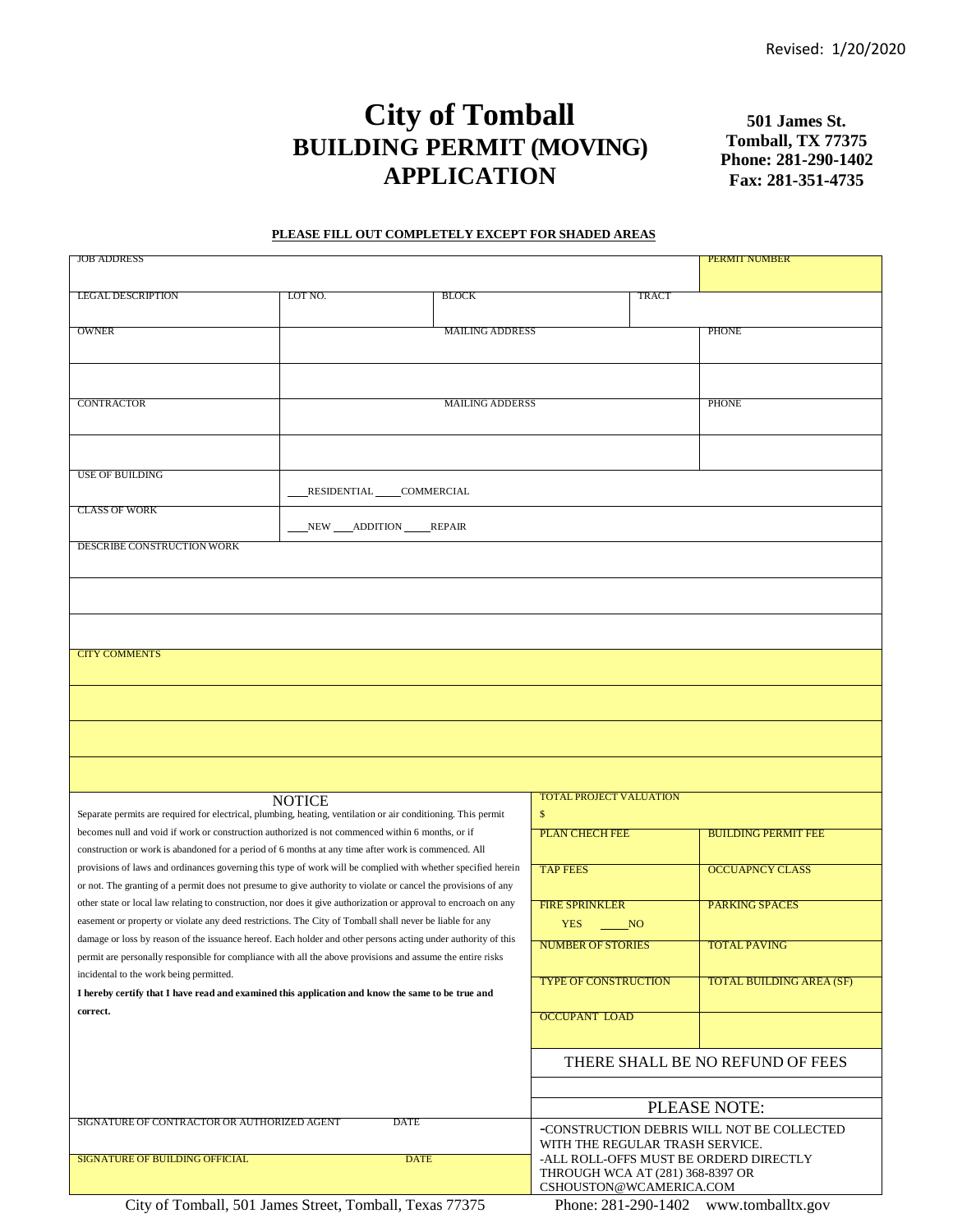Revised: 1/20/2020

# City of Tomball
## BUILDING PERMIT (MOVING) APPLICATION

**501 James St.**
**Tomball, TX 77375**
**Phone: 281-290-1402**
**Fax: 281-351-4735**

**PLEASE FILL OUT COMPLETELY EXCEPT FOR SHADED AREAS**

| JOB ADDRESS | | | | PERMIT NUMBER |
|---|---|---|---|---|
| LEGAL DESCRIPTION | LOT NO. | BLOCK | TRACT | |
| OWNER | MAILING ADDRESS | | | PHONE |
| | | | | |
| CONTRACTOR | MAILING ADDERSS | | | PHONE |
| | | | | |
| USE OF BUILDING | ___RESIDENTIAL ____COMMERCIAL | | | |
| CLASS OF WORK | ___NEW ___ADDITION ____REPAIR | | | |
| DESCRIBE CONSTRUCTION WORK | | | | |
| | | | | |
| | | | | |
| CITY COMMENTS | | | | |
| | | | | |
| | | | | |
| | | | | |

**NOTICE**

Separate permits are required for electrical, plumbing, heating, ventilation or air conditioning. This permit becomes null and void if work or construction authorized is not commenced within 6 months, or if construction or work is abandoned for a period of 6 months at any time after work is commenced. All provisions of laws and ordinances governing this type of work will be complied with whether specified herein or not. The granting of a permit does not presume to give authority to violate or cancel the provisions of any other state or local law relating to construction, nor does it give authorization or approval to encroach on any easement or property or violate any deed restrictions. The City of Tomball shall never be liable for any damage or loss by reason of the issuance hereof. Each holder and other persons acting under authority of this permit are personally responsible for compliance with all the above provisions and assume the entire risks incidental to the work being permitted.

**I hereby certify that I have read and examined this application and know the same to be true and correct.**

| TOTAL PROJECT VALUATION $ | |
|---|---|
| PLAN CHECH FEE | BUILDING PERMIT FEE |
| TAP FEES | OCCUAPNCY CLASS |
| FIRE SPRINKLER YES ____NO | PARKING SPACES |
| NUMBER OF STORIES | TOTAL PAVING |
| TYPE OF CONSTRUCTION | TOTAL BUILDING AREA (SF) |
| OCCUPANT LOAD | |

THERE SHALL BE NO REFUND OF FEES

| | |
|---|---|
| SIGNATURE OF CONTRACTOR OR AUTHORIZED AGENT | DATE |
| SIGNATURE OF BUILDING OFFICIAL | DATE |

PLEASE NOTE:

-CONSTRUCTION DEBRIS WILL NOT BE COLLECTED WITH THE REGULAR TRASH SERVICE.
-ALL ROLL-OFFS MUST BE ORDERD DIRECTLY THROUGH WCA AT (281) 368-8397 OR CSHOUSTON@WCAMERICA.COM

City of Tomball, 501 James Street, Tomball, Texas 77375 Phone: 281-290-1402 www.tomballtx.gov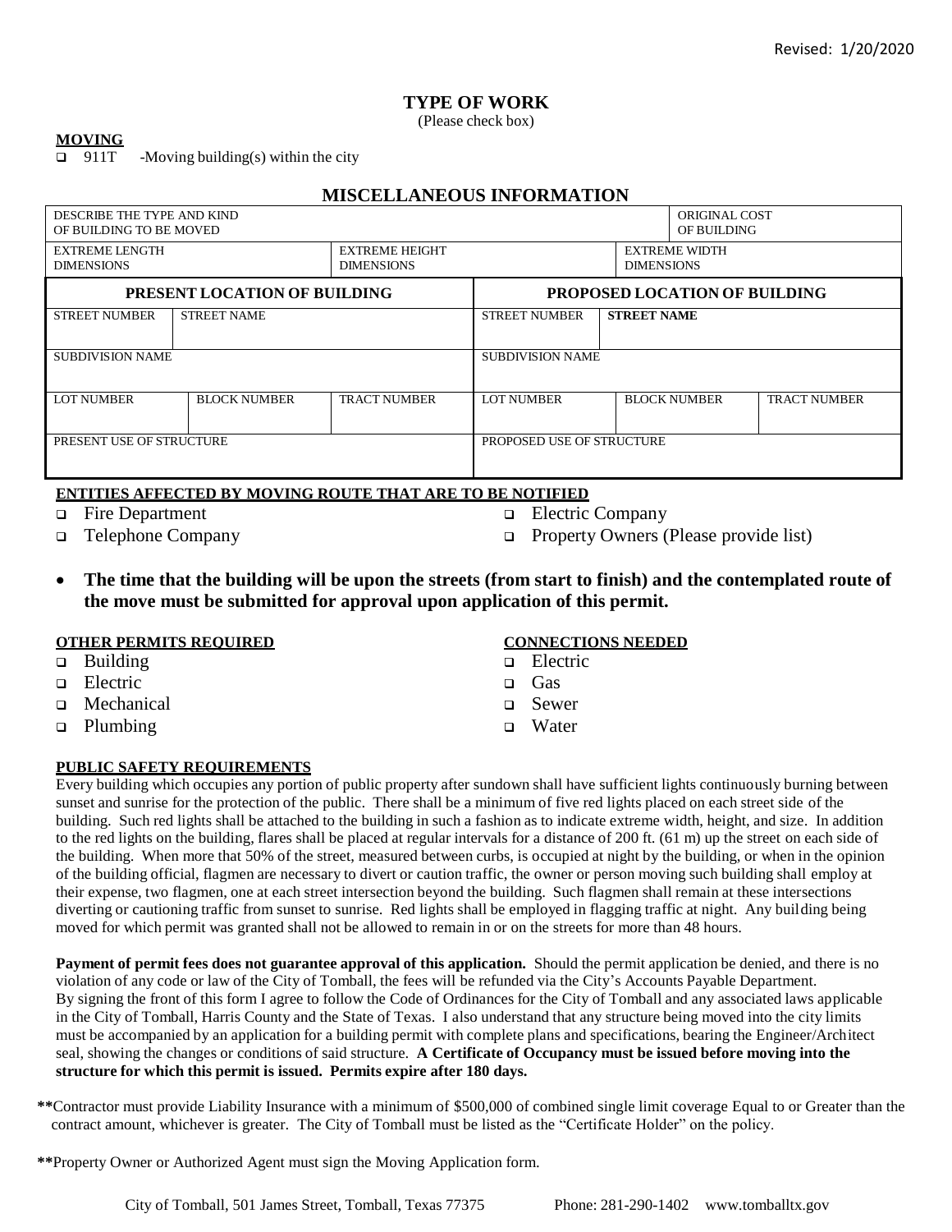Revised: 1/20/2020

## TYPE OF WORK

(Please check box)

**MOVING**

- ❑ 911T -Moving building(s) within the city

## MISCELLANEOUS INFORMATION

| DESCRIBE THE TYPE AND KIND OF BUILDING TO BE MOVED | | ORIGINAL COST OF BUILDING |
|---|---|---|
| EXTREME LENGTH DIMENSIONS | EXTREME HEIGHT DIMENSIONS | EXTREME WIDTH DIMENSIONS |

| PRESENT LOCATION OF BUILDING | | | PROPOSED LOCATION OF BUILDING | | |
|---|---|---|---|---|---|
| STREET NUMBER | STREET NAME | | STREET NUMBER | **STREET NAME** | |
| SUBDIVISION NAME | | | SUBDIVISION NAME | | |
| LOT NUMBER | BLOCK NUMBER | TRACT NUMBER | LOT NUMBER | BLOCK NUMBER | TRACT NUMBER |
| PRESENT USE OF STRUCTURE | | | PROPOSED USE OF STRUCTURE | | |

**ENTITIES AFFECTED BY MOVING ROUTE THAT ARE TO BE NOTIFIED**

- ❑ Fire Department
- ❑ Telephone Company
- ❑ Electric Company
- ❑ Property Owners (Please provide list)

- **The time that the building will be upon the streets (from start to finish) and the contemplated route of the move must be submitted for approval upon application of this permit.**

**OTHER PERMITS REQUIRED**

- ❑ Building
- ❑ Electric
- ❑ Mechanical
- ❑ Plumbing

**CONNECTIONS NEEDED**

- ❑ Electric
- ❑ Gas
- ❑ Sewer
- ❑ Water

**PUBLIC SAFETY REQUIREMENTS**

Every building which occupies any portion of public property after sundown shall have sufficient lights continuously burning between sunset and sunrise for the protection of the public. There shall be a minimum of five red lights placed on each street side of the building. Such red lights shall be attached to the building in such a fashion as to indicate extreme width, height, and size. In addition to the red lights on the building, flares shall be placed at regular intervals for a distance of 200 ft. (61 m) up the street on each side of the building. When more that 50% of the street, measured between curbs, is occupied at night by the building, or when in the opinion of the building official, flagmen are necessary to divert or caution traffic, the owner or person moving such building shall employ at their expense, two flagmen, one at each street intersection beyond the building. Such flagmen shall remain at these intersections diverting or cautioning traffic from sunset to sunrise. Red lights shall be employed in flagging traffic at night. Any building being moved for which permit was granted shall not be allowed to remain in or on the streets for more than 48 hours.

**Payment of permit fees does not guarantee approval of this application.** Should the permit application be denied, and there is no violation of any code or law of the City of Tomball, the fees will be refunded via the City's Accounts Payable Department. By signing the front of this form I agree to follow the Code of Ordinances for the City of Tomball and any associated laws applicable in the City of Tomball, Harris County and the State of Texas. I also understand that any structure being moved into the city limits must be accompanied by an application for a building permit with complete plans and specifications, bearing the Engineer/Architect seal, showing the changes or conditions of said structure. **A Certificate of Occupancy must be issued before moving into the structure for which this permit is issued. Permits expire after 180 days.**

**\*\***Contractor must provide Liability Insurance with a minimum of $500,000 of combined single limit coverage Equal to or Greater than the contract amount, whichever is greater. The City of Tomball must be listed as the "Certificate Holder" on the policy.

**\*\***Property Owner or Authorized Agent must sign the Moving Application form.

City of Tomball, 501 James Street, Tomball, Texas 77375 Phone: 281-290-1402 www.tomballtx.gov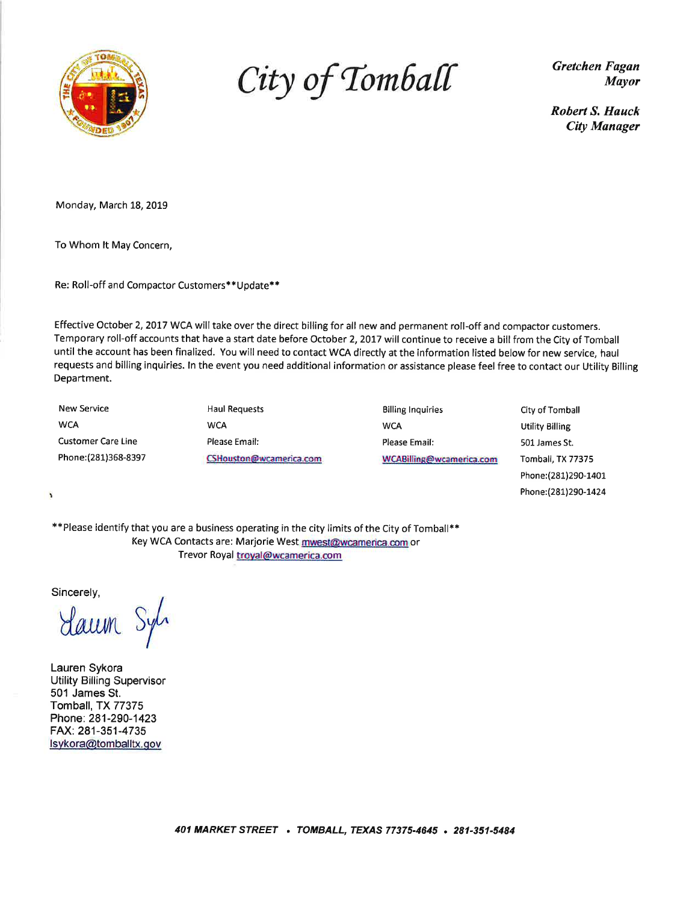# City of Tomball

*Gretchen Fagan*
*Mayor*

*Robert S. Hauck*
*City Manager*

Monday, March 18, 2019

To Whom It May Concern,

Re: Roll-off and Compactor Customers**Update**

Effective October 2, 2017 WCA will take over the direct billing for all new and permanent roll-off and compactor customers. Temporary roll-off accounts that have a start date before October 2, 2017 will continue to receive a bill from the City of Tomball until the account has been finalized. You will need to contact WCA directly at the information listed below for new service, haul requests and billing inquiries. In the event you need additional information or assistance please feel free to contact our Utility Billing Department.

| New Service | Haul Requests | Billing Inquiries | City of Tomball |
|---|---|---|---|
| WCA | WCA | WCA | Utility Billing |
| Customer Care Line | Please Email: | Please Email: | 501 James St. |
| Phone:(281)368-8397 | CSHouston@wcamerica.com | WCABilling@wcamerica.com | Tomball, TX 77375 |
| | | | Phone:(281)290-1401 |
| | | | Phone:(281)290-1424 |

**Please identify that you are a business operating in the city limits of the City of Tomball**
Key WCA Contacts are: Marjorie West mwest@wcamerica.com or
Trevor Royal troyal@wcamerica.com

Sincerely,

Lauren Sykora
Utility Billing Supervisor
501 James St.
Tomball, TX 77375
Phone: 281-290-1423
FAX: 281-351-4735
lsykora@tomballtx.gov

**401 MARKET STREET • TOMBALL, TEXAS 77375-4645 • 281-351-5484**